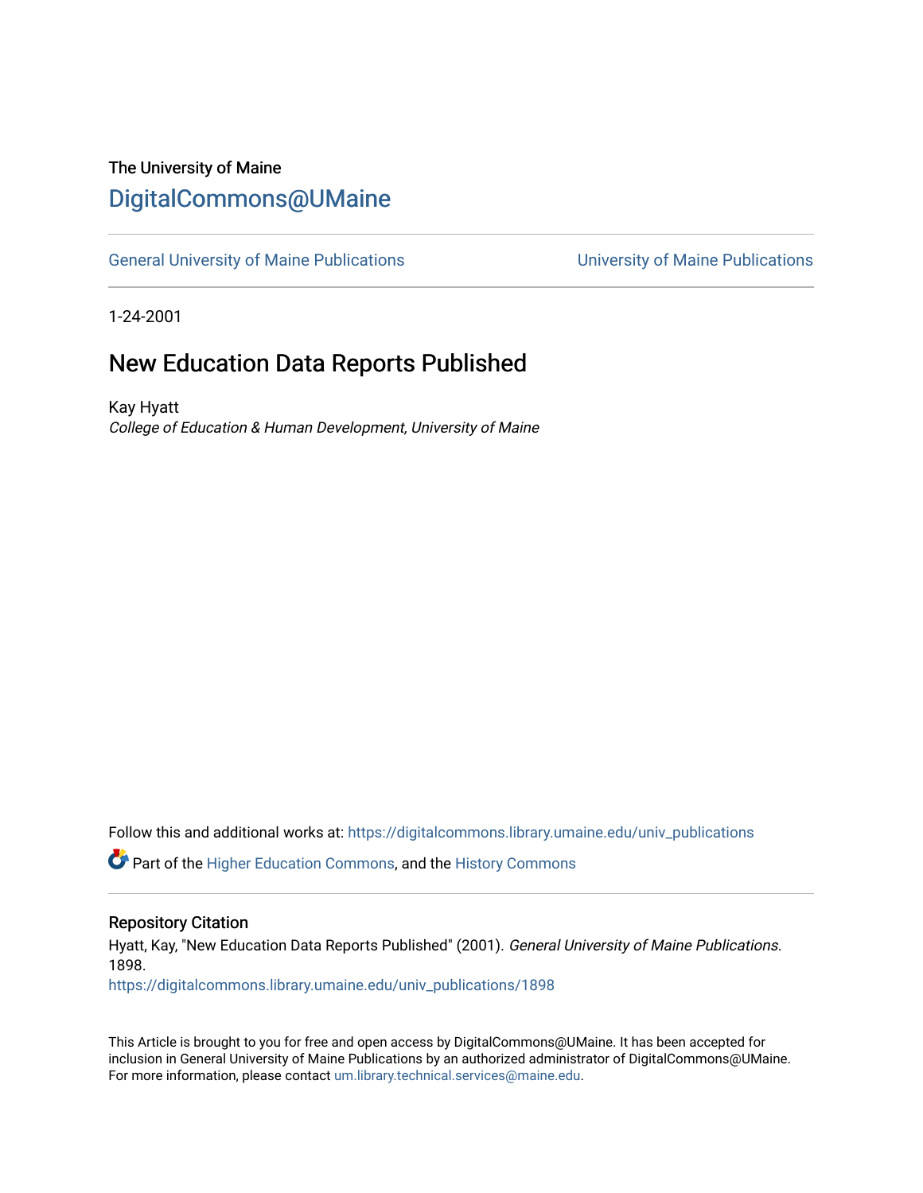The University of Maine

# DigitalCommons@UMaine

General University of Maine Publications | University of Maine Publications

1-24-2001

## New Education Data Reports Published

Kay Hyatt

*College of Education & Human Development, University of Maine*

Follow this and additional works at: https://digitalcommons.library.umaine.edu/univ_publications

Part of the Higher Education Commons, and the History Commons

### Repository Citation

Hyatt, Kay, "New Education Data Reports Published" (2001). *General University of Maine Publications*. 1898.

https://digitalcommons.library.umaine.edu/univ_publications/1898

This Article is brought to you for free and open access by DigitalCommons@UMaine. It has been accepted for inclusion in General University of Maine Publications by an authorized administrator of DigitalCommons@UMaine. For more information, please contact um.library.technical.services@maine.edu.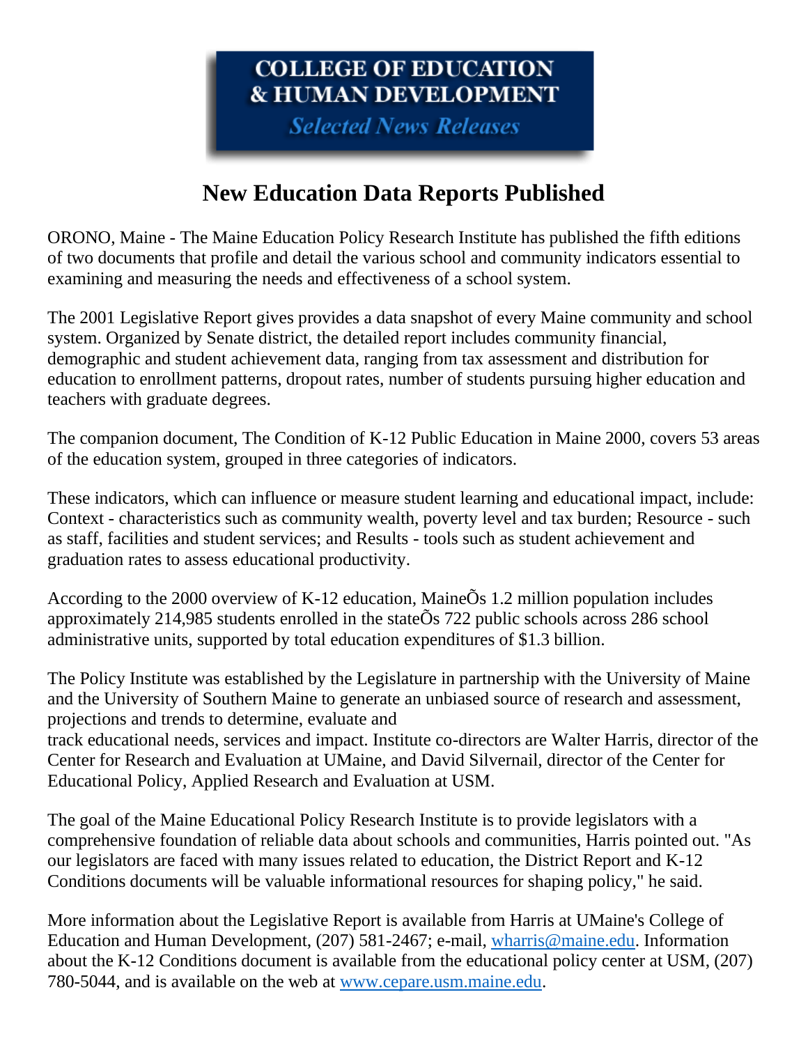COLLEGE OF EDUCATION & HUMAN DEVELOPMENT

*Selected News Releases*

# New Education Data Reports Published

ORONO, Maine - The Maine Education Policy Research Institute has published the fifth editions of two documents that profile and detail the various school and community indicators essential to examining and measuring the needs and effectiveness of a school system.

The 2001 Legislative Report gives provides a data snapshot of every Maine community and school system. Organized by Senate district, the detailed report includes community financial, demographic and student achievement data, ranging from tax assessment and distribution for education to enrollment patterns, dropout rates, number of students pursuing higher education and teachers with graduate degrees.

The companion document, The Condition of K-12 Public Education in Maine 2000, covers 53 areas of the education system, grouped in three categories of indicators.

These indicators, which can influence or measure student learning and educational impact, include: Context - characteristics such as community wealth, poverty level and tax burden; Resource - such as staff, facilities and student services; and Results - tools such as student achievement and graduation rates to assess educational productivity.

According to the 2000 overview of K-12 education, MaineÕs 1.2 million population includes approximately 214,985 students enrolled in the stateÕs 722 public schools across 286 school administrative units, supported by total education expenditures of $1.3 billion.

The Policy Institute was established by the Legislature in partnership with the University of Maine and the University of Southern Maine to generate an unbiased source of research and assessment, projections and trends to determine, evaluate and track educational needs, services and impact. Institute co-directors are Walter Harris, director of the Center for Research and Evaluation at UMaine, and David Silvernail, director of the Center for Educational Policy, Applied Research and Evaluation at USM.

The goal of the Maine Educational Policy Research Institute is to provide legislators with a comprehensive foundation of reliable data about schools and communities, Harris pointed out. "As our legislators are faced with many issues related to education, the District Report and K-12 Conditions documents will be valuable informational resources for shaping policy," he said.

More information about the Legislative Report is available from Harris at UMaine's College of Education and Human Development, (207) 581-2467; e-mail, wharris@maine.edu. Information about the K-12 Conditions document is available from the educational policy center at USM, (207) 780-5044, and is available on the web at www.cepare.usm.maine.edu.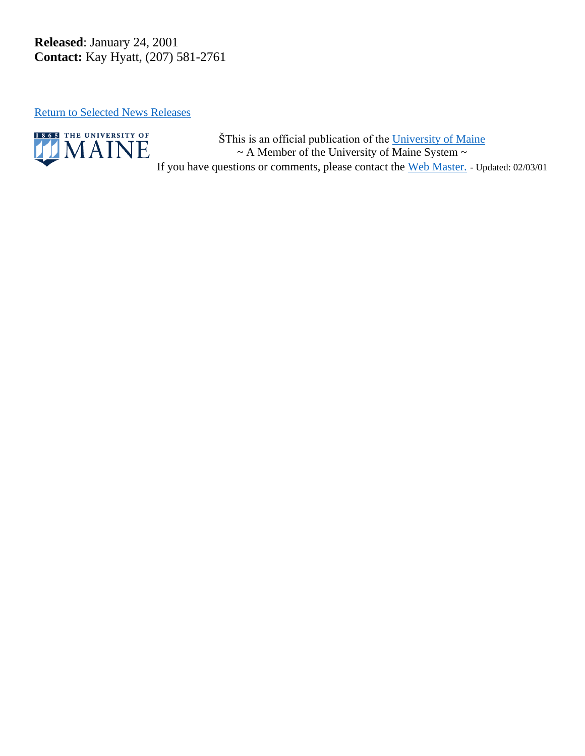**Released**: January 24, 2001
**Contact:** Kay Hyatt, (207) 581-2761

Return to Selected News Releases

ŠThis is an official publication of the University of Maine
~ A Member of the University of Maine System ~
If you have questions or comments, please contact the Web Master. - Updated: 02/03/01